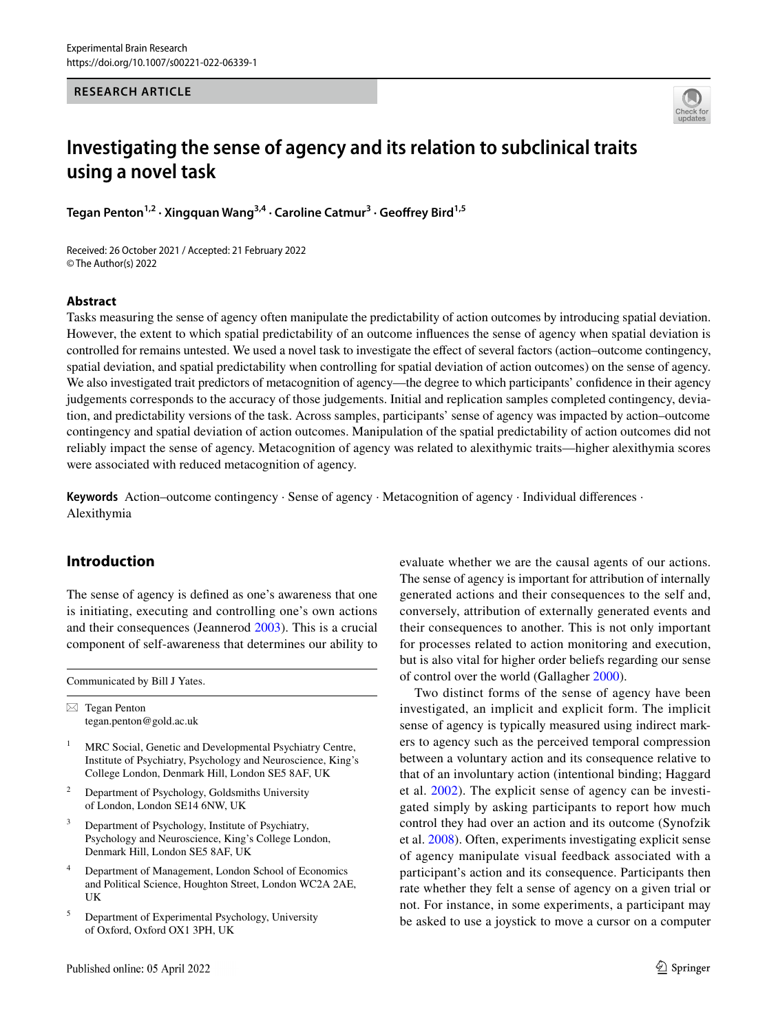RESEARCH ARTICLE

# Investigating the sense of agency and its relation to subclinical traits using a novel task

**Tegan Penton[1,2] · Xingquan Wang[3,4] · Caroline Catmur[3] · Geoffrey Bird[1,5]**

Received: 26 October 2021 / Accepted: 21 February 2022
© The Author(s) 2022

## Abstract

Tasks measuring the sense of agency often manipulate the predictability of action outcomes by introducing spatial deviation. However, the extent to which spatial predictability of an outcome influences the sense of agency when spatial deviation is controlled for remains untested. We used a novel task to investigate the effect of several factors (action–outcome contingency, spatial deviation, and spatial predictability when controlling for spatial deviation of action outcomes) on the sense of agency. We also investigated trait predictors of metacognition of agency—the degree to which participants' confidence in their agency judgements corresponds to the accuracy of those judgements. Initial and replication samples completed contingency, deviation, and predictability versions of the task. Across samples, participants' sense of agency was impacted by action–outcome contingency and spatial deviation of action outcomes. Manipulation of the spatial predictability of action outcomes did not reliably impact the sense of agency. Metacognition of agency was related to alexithymic traits—higher alexithymia scores were associated with reduced metacognition of agency.

**Keywords** Action–outcome contingency · Sense of agency · Metacognition of agency · Individual differences · Alexithymia

## Introduction

The sense of agency is defined as one's awareness that one is initiating, executing and controlling one's own actions and their consequences (Jeannerod 2003). This is a crucial component of self-awareness that determines our ability to evaluate whether we are the causal agents of our actions. The sense of agency is important for attribution of internally generated actions and their consequences to the self and, conversely, attribution of externally generated events and their consequences to another. This is not only important for processes related to action monitoring and execution, but is also vital for higher order beliefs regarding our sense of control over the world (Gallagher 2000).

Two distinct forms of the sense of agency have been investigated, an implicit and explicit form. The implicit sense of agency is typically measured using indirect markers to agency such as the perceived temporal compression between a voluntary action and its consequence relative to that of an involuntary action (intentional binding; Haggard et al. 2002). The explicit sense of agency can be investigated simply by asking participants to report how much control they had over an action and its outcome (Synofzik et al. 2008). Often, experiments investigating explicit sense of agency manipulate visual feedback associated with a participant's action and its consequence. Participants then rate whether they felt a sense of agency on a given trial or not. For instance, in some experiments, a participant may be asked to use a joystick to move a cursor on a computer

Communicated by Bill J Yates.

✉ Tegan Penton
tegan.penton@gold.ac.uk

1 MRC Social, Genetic and Developmental Psychiatry Centre, Institute of Psychiatry, Psychology and Neuroscience, King's College London, Denmark Hill, London SE5 8AF, UK

2 Department of Psychology, Goldsmiths University of London, London SE14 6NW, UK

3 Department of Psychology, Institute of Psychiatry, Psychology and Neuroscience, King's College London, Denmark Hill, London SE5 8AF, UK

4 Department of Management, London School of Economics and Political Science, Houghton Street, London WC2A 2AE, UK

5 Department of Experimental Psychology, University of Oxford, Oxford OX1 3PH, UK

Published online: 05 April 2022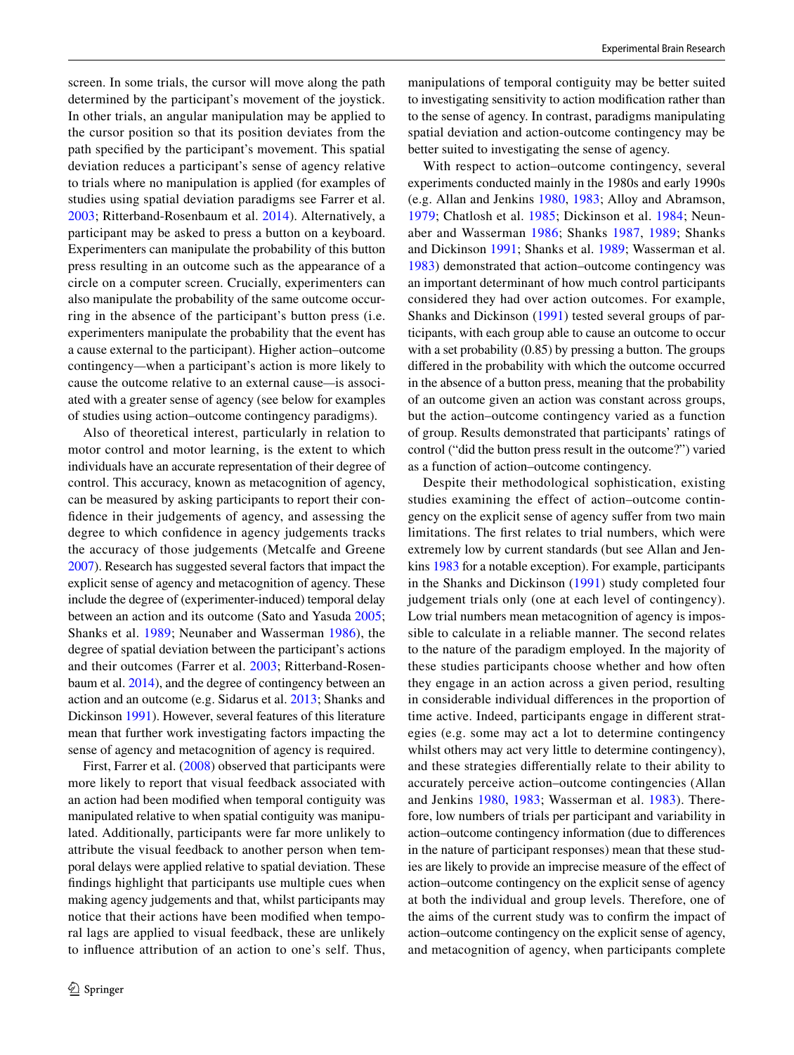screen. In some trials, the cursor will move along the path determined by the participant's movement of the joystick. In other trials, an angular manipulation may be applied to the cursor position so that its position deviates from the path specified by the participant's movement. This spatial deviation reduces a participant's sense of agency relative to trials where no manipulation is applied (for examples of studies using spatial deviation paradigms see Farrer et al. 2003; Ritterband-Rosenbaum et al. 2014). Alternatively, a participant may be asked to press a button on a keyboard. Experimenters can manipulate the probability of this button press resulting in an outcome such as the appearance of a circle on a computer screen. Crucially, experimenters can also manipulate the probability of the same outcome occurring in the absence of the participant's button press (i.e. experimenters manipulate the probability that the event has a cause external to the participant). Higher action–outcome contingency—when a participant's action is more likely to cause the outcome relative to an external cause—is associated with a greater sense of agency (see below for examples of studies using action–outcome contingency paradigms).

Also of theoretical interest, particularly in relation to motor control and motor learning, is the extent to which individuals have an accurate representation of their degree of control. This accuracy, known as metacognition of agency, can be measured by asking participants to report their confidence in their judgements of agency, and assessing the degree to which confidence in agency judgements tracks the accuracy of those judgements (Metcalfe and Greene 2007). Research has suggested several factors that impact the explicit sense of agency and metacognition of agency. These include the degree of (experimenter-induced) temporal delay between an action and its outcome (Sato and Yasuda 2005; Shanks et al. 1989; Neunaber and Wasserman 1986), the degree of spatial deviation between the participant's actions and their outcomes (Farrer et al. 2003; Ritterband-Rosenbaum et al. 2014), and the degree of contingency between an action and an outcome (e.g. Sidarus et al. 2013; Shanks and Dickinson 1991). However, several features of this literature mean that further work investigating factors impacting the sense of agency and metacognition of agency is required.

First, Farrer et al. (2008) observed that participants were more likely to report that visual feedback associated with an action had been modified when temporal contiguity was manipulated relative to when spatial contiguity was manipulated. Additionally, participants were far more unlikely to attribute the visual feedback to another person when temporal delays were applied relative to spatial deviation. These findings highlight that participants use multiple cues when making agency judgements and that, whilst participants may notice that their actions have been modified when temporal lags are applied to visual feedback, these are unlikely to influence attribution of an action to one's self. Thus, manipulations of temporal contiguity may be better suited to investigating sensitivity to action modification rather than to the sense of agency. In contrast, paradigms manipulating spatial deviation and action-outcome contingency may be better suited to investigating the sense of agency.

With respect to action–outcome contingency, several experiments conducted mainly in the 1980s and early 1990s (e.g. Allan and Jenkins 1980, 1983; Alloy and Abramson, 1979; Chatlosh et al. 1985; Dickinson et al. 1984; Neunaber and Wasserman 1986; Shanks 1987, 1989; Shanks and Dickinson 1991; Shanks et al. 1989; Wasserman et al. 1983) demonstrated that action–outcome contingency was an important determinant of how much control participants considered they had over action outcomes. For example, Shanks and Dickinson (1991) tested several groups of participants, with each group able to cause an outcome to occur with a set probability (0.85) by pressing a button. The groups differed in the probability with which the outcome occurred in the absence of a button press, meaning that the probability of an outcome given an action was constant across groups, but the action–outcome contingency varied as a function of group. Results demonstrated that participants' ratings of control ("did the button press result in the outcome?") varied as a function of action–outcome contingency.

Despite their methodological sophistication, existing studies examining the effect of action–outcome contingency on the explicit sense of agency suffer from two main limitations. The first relates to trial numbers, which were extremely low by current standards (but see Allan and Jenkins 1983 for a notable exception). For example, participants in the Shanks and Dickinson (1991) study completed four judgement trials only (one at each level of contingency). Low trial numbers mean metacognition of agency is impossible to calculate in a reliable manner. The second relates to the nature of the paradigm employed. In the majority of these studies participants choose whether and how often they engage in an action across a given period, resulting in considerable individual differences in the proportion of time active. Indeed, participants engage in different strategies (e.g. some may act a lot to determine contingency whilst others may act very little to determine contingency), and these strategies differentially relate to their ability to accurately perceive action–outcome contingencies (Allan and Jenkins 1980, 1983; Wasserman et al. 1983). Therefore, low numbers of trials per participant and variability in action–outcome contingency information (due to differences in the nature of participant responses) mean that these studies are likely to provide an imprecise measure of the effect of action–outcome contingency on the explicit sense of agency at both the individual and group levels. Therefore, one of the aims of the current study was to confirm the impact of action–outcome contingency on the explicit sense of agency, and metacognition of agency, when participants complete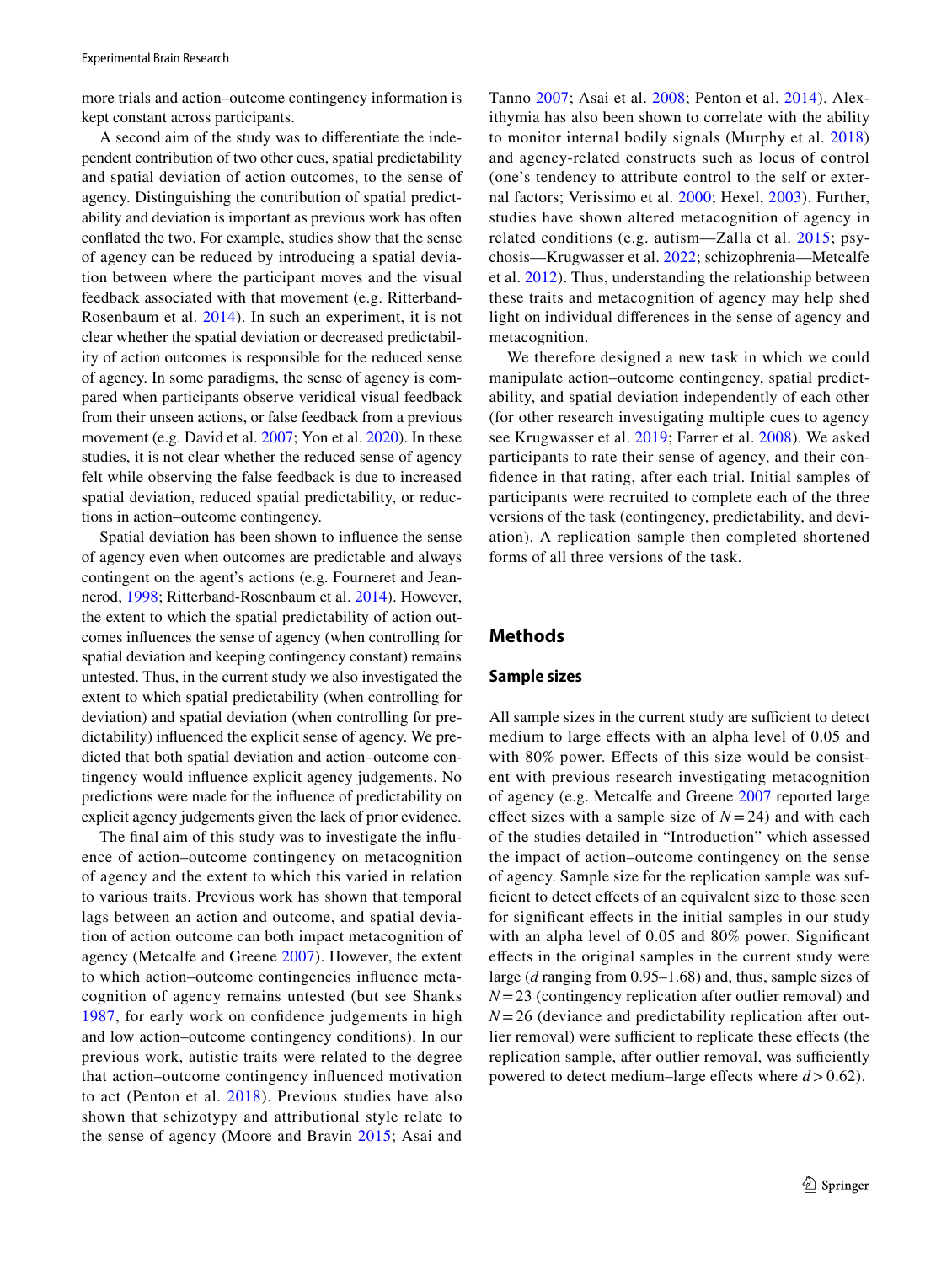more trials and action–outcome contingency information is kept constant across participants.

A second aim of the study was to differentiate the independent contribution of two other cues, spatial predictability and spatial deviation of action outcomes, to the sense of agency. Distinguishing the contribution of spatial predictability and deviation is important as previous work has often conflated the two. For example, studies show that the sense of agency can be reduced by introducing a spatial deviation between where the participant moves and the visual feedback associated with that movement (e.g. Ritterband-Rosenbaum et al. 2014). In such an experiment, it is not clear whether the spatial deviation or decreased predictability of action outcomes is responsible for the reduced sense of agency. In some paradigms, the sense of agency is compared when participants observe veridical visual feedback from their unseen actions, or false feedback from a previous movement (e.g. David et al. 2007; Yon et al. 2020). In these studies, it is not clear whether the reduced sense of agency felt while observing the false feedback is due to increased spatial deviation, reduced spatial predictability, or reductions in action–outcome contingency.

Spatial deviation has been shown to influence the sense of agency even when outcomes are predictable and always contingent on the agent's actions (e.g. Fourneret and Jeannerod, 1998; Ritterband-Rosenbaum et al. 2014). However, the extent to which the spatial predictability of action outcomes influences the sense of agency (when controlling for spatial deviation and keeping contingency constant) remains untested. Thus, in the current study we also investigated the extent to which spatial predictability (when controlling for deviation) and spatial deviation (when controlling for predictability) influenced the explicit sense of agency. We predicted that both spatial deviation and action–outcome contingency would influence explicit agency judgements. No predictions were made for the influence of predictability on explicit agency judgements given the lack of prior evidence.

The final aim of this study was to investigate the influence of action–outcome contingency on metacognition of agency and the extent to which this varied in relation to various traits. Previous work has shown that temporal lags between an action and outcome, and spatial deviation of action outcome can both impact metacognition of agency (Metcalfe and Greene 2007). However, the extent to which action–outcome contingencies influence metacognition of agency remains untested (but see Shanks 1987, for early work on confidence judgements in high and low action–outcome contingency conditions). In our previous work, autistic traits were related to the degree that action–outcome contingency influenced motivation to act (Penton et al. 2018). Previous studies have also shown that schizotypy and attributional style relate to the sense of agency (Moore and Bravin 2015; Asai and Tanno 2007; Asai et al. 2008; Penton et al. 2014). Alexithymia has also been shown to correlate with the ability to monitor internal bodily signals (Murphy et al. 2018) and agency-related constructs such as locus of control (one's tendency to attribute control to the self or external factors; Verissimo et al. 2000; Hexel, 2003). Further, studies have shown altered metacognition of agency in related conditions (e.g. autism—Zalla et al. 2015; psychosis—Krugwasser et al. 2022; schizophrenia—Metcalfe et al. 2012). Thus, understanding the relationship between these traits and metacognition of agency may help shed light on individual differences in the sense of agency and metacognition.

We therefore designed a new task in which we could manipulate action–outcome contingency, spatial predictability, and spatial deviation independently of each other (for other research investigating multiple cues to agency see Krugwasser et al. 2019; Farrer et al. 2008). We asked participants to rate their sense of agency, and their confidence in that rating, after each trial. Initial samples of participants were recruited to complete each of the three versions of the task (contingency, predictability, and deviation). A replication sample then completed shortened forms of all three versions of the task.

## Methods

### Sample sizes

All sample sizes in the current study are sufficient to detect medium to large effects with an alpha level of 0.05 and with 80% power. Effects of this size would be consistent with previous research investigating metacognition of agency (e.g. Metcalfe and Greene 2007 reported large effect sizes with a sample size of $N = 24$) and with each of the studies detailed in "Introduction" which assessed the impact of action–outcome contingency on the sense of agency. Sample size for the replication sample was sufficient to detect effects of an equivalent size to those seen for significant effects in the initial samples in our study with an alpha level of 0.05 and 80% power. Significant effects in the original samples in the current study were large ($d$ ranging from 0.95–1.68) and, thus, sample sizes of $N = 23$ (contingency replication after outlier removal) and $N = 26$ (deviance and predictability replication after outlier removal) were sufficient to replicate these effects (the replication sample, after outlier removal, was sufficiently powered to detect medium–large effects where $d > 0.62$).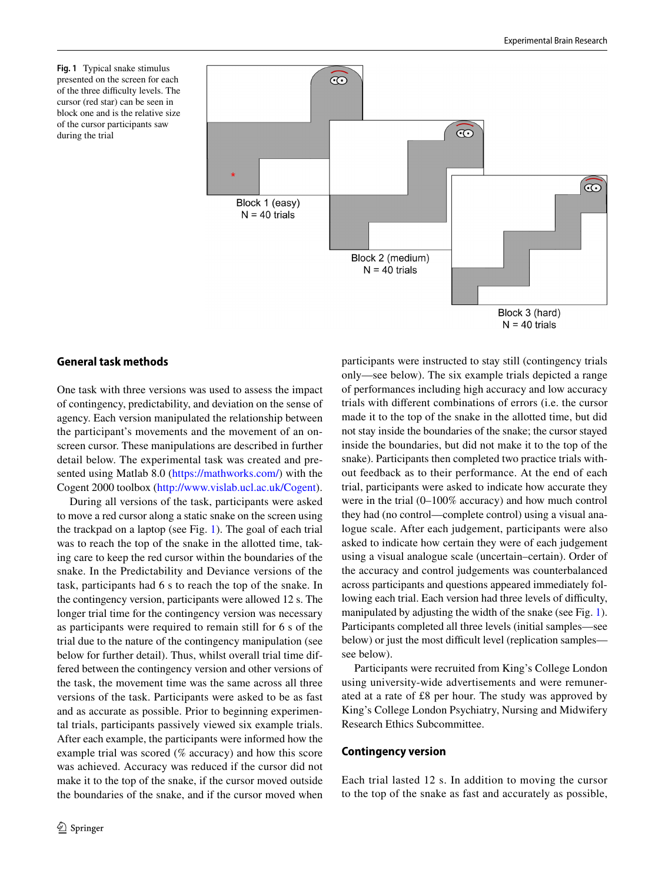**Fig. 1** Typical snake stimulus presented on the screen for each of the three difficulty levels. The cursor (red star) can be seen in block one and is the relative size of the cursor participants saw during the trial

## General task methods

One task with three versions was used to assess the impact of contingency, predictability, and deviation on the sense of agency. Each version manipulated the relationship between the participant's movements and the movement of an on-screen cursor. These manipulations are described in further detail below. The experimental task was created and presented using Matlab 8.0 (https://mathworks.com/) with the Cogent 2000 toolbox (http://www.vislab.ucl.ac.uk/Cogent).

During all versions of the task, participants were asked to move a red cursor along a static snake on the screen using the trackpad on a laptop (see Fig. 1). The goal of each trial was to reach the top of the snake in the allotted time, taking care to keep the red cursor within the boundaries of the snake. In the Predictability and Deviance versions of the task, participants had 6 s to reach the top of the snake. In the contingency version, participants were allowed 12 s. The longer trial time for the contingency version was necessary as participants were required to remain still for 6 s of the trial due to the nature of the contingency manipulation (see below for further detail). Thus, whilst overall trial time differed between the contingency version and other versions of the task, the movement time was the same across all three versions of the task. Participants were asked to be as fast and as accurate as possible. Prior to beginning experimental trials, participants passively viewed six example trials. After each example, the participants were informed how the example trial was scored (% accuracy) and how this score was achieved. Accuracy was reduced if the cursor did not make it to the top of the snake, if the cursor moved outside the boundaries of the snake, and if the cursor moved when participants were instructed to stay still (contingency trials only—see below). The six example trials depicted a range of performances including high accuracy and low accuracy trials with different combinations of errors (i.e. the cursor made it to the top of the snake in the allotted time, but did not stay inside the boundaries of the snake; the cursor stayed inside the boundaries, but did not make it to the top of the snake). Participants then completed two practice trials without feedback as to their performance. At the end of each trial, participants were asked to indicate how accurate they were in the trial (0–100% accuracy) and how much control they had (no control—complete control) using a visual analogue scale. After each judgement, participants were also asked to indicate how certain they were of each judgement using a visual analogue scale (uncertain–certain). Order of the accuracy and control judgements was counterbalanced across participants and questions appeared immediately following each trial. Each version had three levels of difficulty, manipulated by adjusting the width of the snake (see Fig. 1). Participants completed all three levels (initial samples—see below) or just the most difficult level (replication samples—see below).

Participants were recruited from King's College London using university-wide advertisements and were remunerated at a rate of £8 per hour. The study was approved by King's College London Psychiatry, Nursing and Midwifery Research Ethics Subcommittee.

## Contingency version

Each trial lasted 12 s. In addition to moving the cursor to the top of the snake as fast and accurately as possible,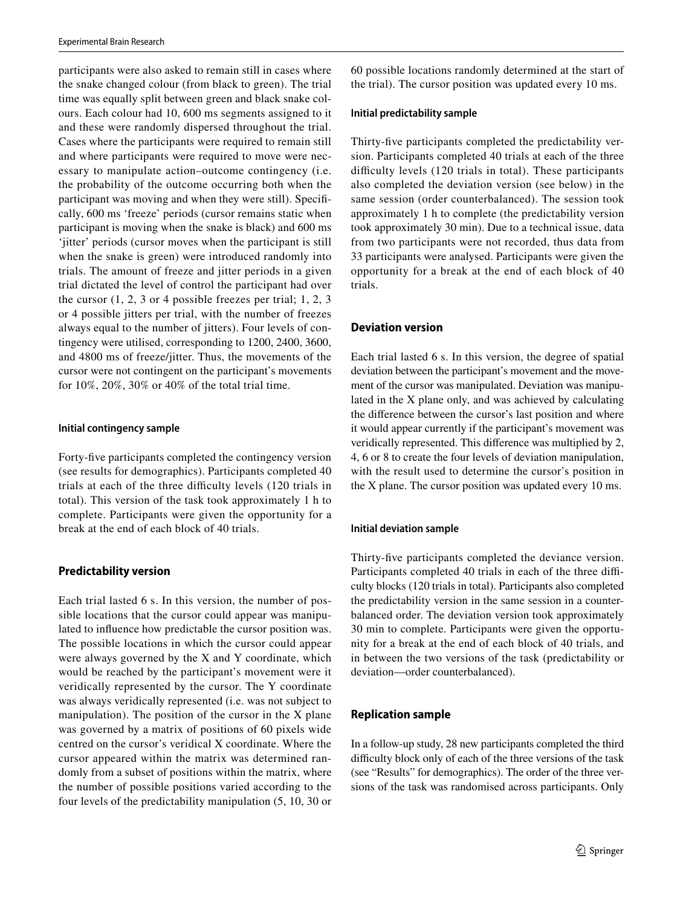participants were also asked to remain still in cases where the snake changed colour (from black to green). The trial time was equally split between green and black snake colours. Each colour had 10, 600 ms segments assigned to it and these were randomly dispersed throughout the trial. Cases where the participants were required to remain still and where participants were required to move were necessary to manipulate action–outcome contingency (i.e. the probability of the outcome occurring both when the participant was moving and when they were still). Specifically, 600 ms 'freeze' periods (cursor remains static when participant is moving when the snake is black) and 600 ms 'jitter' periods (cursor moves when the participant is still when the snake is green) were introduced randomly into trials. The amount of freeze and jitter periods in a given trial dictated the level of control the participant had over the cursor (1, 2, 3 or 4 possible freezes per trial; 1, 2, 3 or 4 possible jitters per trial, with the number of freezes always equal to the number of jitters). Four levels of contingency were utilised, corresponding to 1200, 2400, 3600, and 4800 ms of freeze/jitter. Thus, the movements of the cursor were not contingent on the participant's movements for 10%, 20%, 30% or 40% of the total trial time.

#### Initial contingency sample

Forty-five participants completed the contingency version (see results for demographics). Participants completed 40 trials at each of the three difficulty levels (120 trials in total). This version of the task took approximately 1 h to complete. Participants were given the opportunity for a break at the end of each block of 40 trials.

### Predictability version

Each trial lasted 6 s. In this version, the number of possible locations that the cursor could appear was manipulated to influence how predictable the cursor position was. The possible locations in which the cursor could appear were always governed by the X and Y coordinate, which would be reached by the participant's movement were it veridically represented by the cursor. The Y coordinate was always veridically represented (i.e. was not subject to manipulation). The position of the cursor in the X plane was governed by a matrix of positions of 60 pixels wide centred on the cursor's veridical X coordinate. Where the cursor appeared within the matrix was determined randomly from a subset of positions within the matrix, where the number of possible positions varied according to the four levels of the predictability manipulation (5, 10, 30 or 60 possible locations randomly determined at the start of the trial). The cursor position was updated every 10 ms.

#### Initial predictability sample

Thirty-five participants completed the predictability version. Participants completed 40 trials at each of the three difficulty levels (120 trials in total). These participants also completed the deviation version (see below) in the same session (order counterbalanced). The session took approximately 1 h to complete (the predictability version took approximately 30 min). Due to a technical issue, data from two participants were not recorded, thus data from 33 participants were analysed. Participants were given the opportunity for a break at the end of each block of 40 trials.

### Deviation version

Each trial lasted 6 s. In this version, the degree of spatial deviation between the participant's movement and the movement of the cursor was manipulated. Deviation was manipulated in the X plane only, and was achieved by calculating the difference between the cursor's last position and where it would appear currently if the participant's movement was veridically represented. This difference was multiplied by 2, 4, 6 or 8 to create the four levels of deviation manipulation, with the result used to determine the cursor's position in the X plane. The cursor position was updated every 10 ms.

#### Initial deviation sample

Thirty-five participants completed the deviance version. Participants completed 40 trials in each of the three difficulty blocks (120 trials in total). Participants also completed the predictability version in the same session in a counterbalanced order. The deviation version took approximately 30 min to complete. Participants were given the opportunity for a break at the end of each block of 40 trials, and in between the two versions of the task (predictability or deviation—order counterbalanced).

### Replication sample

In a follow-up study, 28 new participants completed the third difficulty block only of each of the three versions of the task (see "Results" for demographics). The order of the three versions of the task was randomised across participants. Only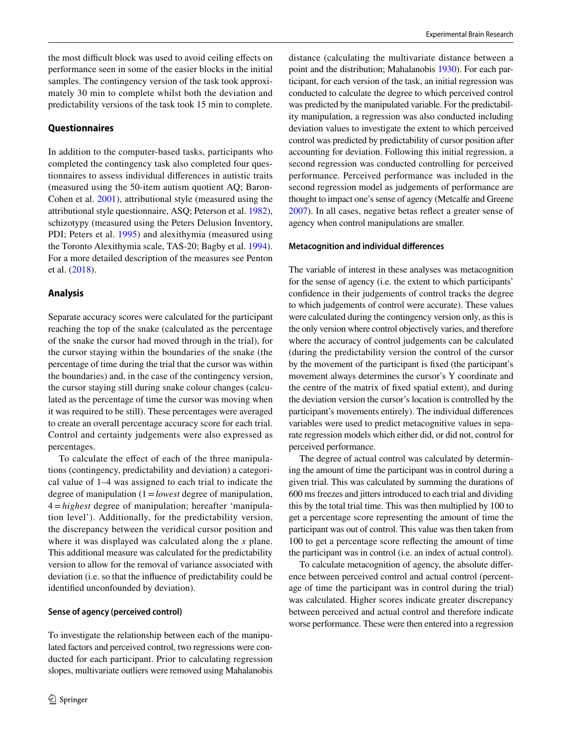the most difficult block was used to avoid ceiling effects on performance seen in some of the easier blocks in the initial samples. The contingency version of the task took approximately 30 min to complete whilst both the deviation and predictability versions of the task took 15 min to complete.

## Questionnaires

In addition to the computer-based tasks, participants who completed the contingency task also completed four questionnaires to assess individual differences in autistic traits (measured using the 50-item autism quotient AQ; Baron-Cohen et al. 2001), attributional style (measured using the attributional style questionnaire, ASQ; Peterson et al. 1982), schizotypy (measured using the Peters Delusion Inventory, PDI; Peters et al. 1995) and alexithymia (measured using the Toronto Alexithymia scale, TAS-20; Bagby et al. 1994). For a more detailed description of the measures see Penton et al. (2018).

## Analysis

Separate accuracy scores were calculated for the participant reaching the top of the snake (calculated as the percentage of the snake the cursor had moved through in the trial), for the cursor staying within the boundaries of the snake (the percentage of time during the trial that the cursor was within the boundaries) and, in the case of the contingency version, the cursor staying still during snake colour changes (calculated as the percentage of time the cursor was moving when it was required to be still). These percentages were averaged to create an overall percentage accuracy score for each trial. Control and certainty judgements were also expressed as percentages.

To calculate the effect of each of the three manipulations (contingency, predictability and deviation) a categorical value of 1–4 was assigned to each trial to indicate the degree of manipulation (1 = *lowest* degree of manipulation, 4 = *highest* degree of manipulation; hereafter 'manipulation level'). Additionally, for the predictability version, the discrepancy between the veridical cursor position and where it was displayed was calculated along the *x* plane. This additional measure was calculated for the predictability version to allow for the removal of variance associated with deviation (i.e. so that the influence of predictability could be identified unconfounded by deviation).

### Sense of agency (perceived control)

To investigate the relationship between each of the manipulated factors and perceived control, two regressions were conducted for each participant. Prior to calculating regression slopes, multivariate outliers were removed using Mahalanobis distance (calculating the multivariate distance between a point and the distribution; Mahalanobis 1930). For each participant, for each version of the task, an initial regression was conducted to calculate the degree to which perceived control was predicted by the manipulated variable. For the predictability manipulation, a regression was also conducted including deviation values to investigate the extent to which perceived control was predicted by predictability of cursor position after accounting for deviation. Following this initial regression, a second regression was conducted controlling for perceived performance. Perceived performance was included in the second regression model as judgements of performance are thought to impact one's sense of agency (Metcalfe and Greene 2007). In all cases, negative betas reflect a greater sense of agency when control manipulations are smaller.

### Metacognition and individual differences

The variable of interest in these analyses was metacognition for the sense of agency (i.e. the extent to which participants' confidence in their judgements of control tracks the degree to which judgements of control were accurate). These values were calculated during the contingency version only, as this is the only version where control objectively varies, and therefore where the accuracy of control judgements can be calculated (during the predictability version the control of the cursor by the movement of the participant is fixed (the participant's movement always determines the cursor's Y coordinate and the centre of the matrix of fixed spatial extent), and during the deviation version the cursor's location is controlled by the participant's movements entirely). The individual differences variables were used to predict metacognitive values in separate regression models which either did, or did not, control for perceived performance.

The degree of actual control was calculated by determining the amount of time the participant was in control during a given trial. This was calculated by summing the durations of 600 ms freezes and jitters introduced to each trial and dividing this by the total trial time. This was then multiplied by 100 to get a percentage score representing the amount of time the participant was out of control. This value was then taken from 100 to get a percentage score reflecting the amount of time the participant was in control (i.e. an index of actual control).

To calculate metacognition of agency, the absolute difference between perceived control and actual control (percentage of time the participant was in control during the trial) was calculated. Higher scores indicate greater discrepancy between perceived and actual control and therefore indicate worse performance. These were then entered into a regression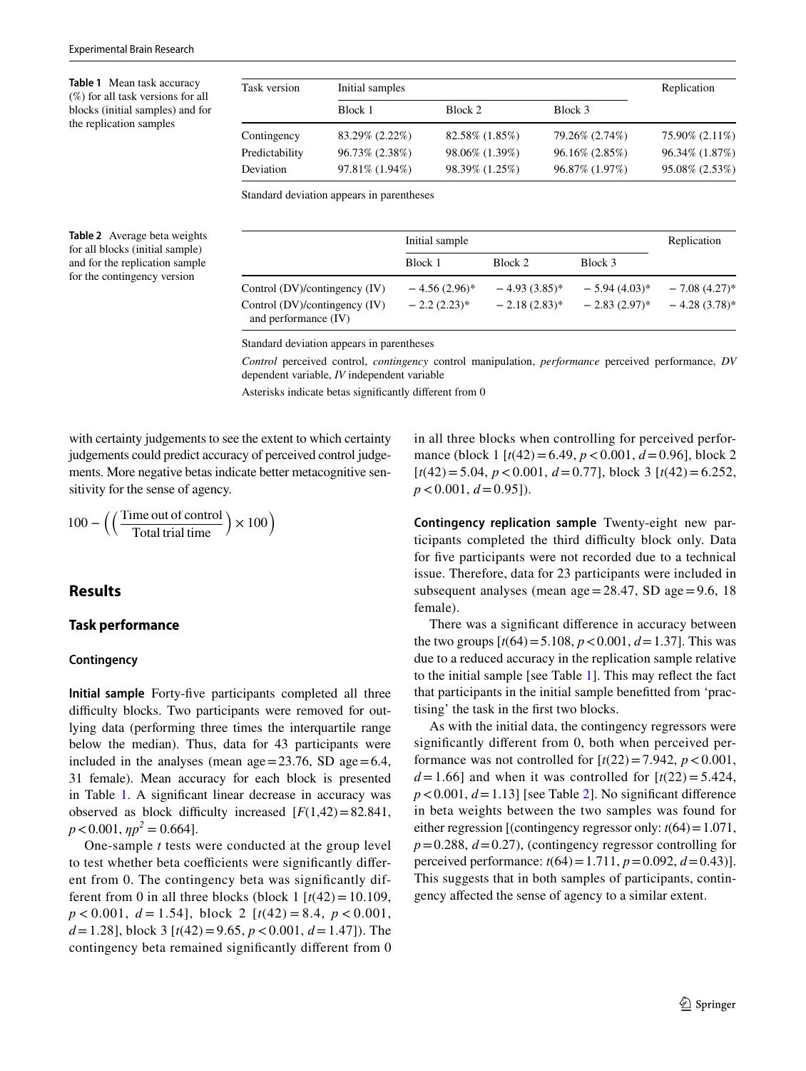**Table 1** Mean task accuracy (%) for all task versions for all blocks (initial samples) and for the replication samples

| Task version | Initial samples | | | Replication |
|---|---|---|---|---|
| | Block 1 | Block 2 | Block 3 | |
| Contingency | 83.29% (2.22%) | 82.58% (1.85%) | 79.26% (2.74%) | 75.90% (2.11%) |
| Predictability | 96.73% (2.38%) | 98.06% (1.39%) | 96.16% (2.85%) | 96.34% (1.87%) |
| Deviation | 97.81% (1.94%) | 98.39% (1.25%) | 96.87% (1.97%) | 95.08% (2.53%) |

Standard deviation appears in parentheses

**Table 2** Average beta weights for all blocks (initial sample) and for the replication sample for the contingency version

| | Initial sample | | | Replication |
|---|---|---|---|---|
| | Block 1 | Block 2 | Block 3 | |
| Control (DV)/contingency (IV) | − 4.56 (2.96)* | − 4.93 (3.85)* | − 5.94 (4.03)* | − 7.08 (4.27)* |
| Control (DV)/contingency (IV) and performance (IV) | − 2.2 (2.23)* | − 2.18 (2.83)* | − 2.83 (2.97)* | − 4.28 (3.78)* |

Standard deviation appears in parentheses

*Control* perceived control, *contingency* control manipulation, *performance* perceived performance, *DV* dependent variable, *IV* independent variable

Asterisks indicate betas significantly different from 0

with certainty judgements to see the extent to which certainty judgements could predict accuracy of perceived control judgements. More negative betas indicate better metacognitive sensitivity for the sense of agency.

$$100 - \left(\left(\frac{\text{Time out of control}}{\text{Total trial time}}\right) \times 100\right)$$

## Results

### Task performance

#### Contingency

**Initial sample** Forty-five participants completed all three difficulty blocks. Two participants were removed for outlying data (performing three times the interquartile range below the median). Thus, data for 43 participants were included in the analyses (mean age = 23.76, SD age = 6.4, 31 female). Mean accuracy for each block is presented in Table 1. A significant linear decrease in accuracy was observed as block difficulty increased [$F(1,42) = 82.841$, $p < 0.001$, $\eta p^2 = 0.664$].

One-sample *t* tests were conducted at the group level to test whether beta coefficients were significantly different from 0. The contingency beta was significantly different from 0 in all three blocks (block 1 [$t(42) = 10.109$, $p < 0.001$, $d = 1.54$], block 2 [$t(42) = 8.4$, $p < 0.001$, $d = 1.28$], block 3 [$t(42) = 9.65$, $p < 0.001$, $d = 1.47$]). The contingency beta remained significantly different from 0 in all three blocks when controlling for perceived performance (block 1 [$t(42) = 6.49$, $p < 0.001$, $d = 0.96$], block 2 [$t(42) = 5.04$, $p < 0.001$, $d = 0.77$], block 3 [$t(42) = 6.252$, $p < 0.001$, $d = 0.95$]).

**Contingency replication sample** Twenty-eight new participants completed the third difficulty block only. Data for five participants were not recorded due to a technical issue. Therefore, data for 23 participants were included in subsequent analyses (mean age = 28.47, SD age = 9.6, 18 female).

There was a significant difference in accuracy between the two groups [$t(64) = 5.108$, $p < 0.001$, $d = 1.37$]. This was due to a reduced accuracy in the replication sample relative to the initial sample [see Table 1]. This may reflect the fact that participants in the initial sample benefitted from 'practising' the task in the first two blocks.

As with the initial data, the contingency regressors were significantly different from 0, both when perceived performance was not controlled for [$t(22) = 7.942$, $p < 0.001$, $d = 1.66$] and when it was controlled for [$t(22) = 5.424$, $p < 0.001$, $d = 1.13$] [see Table 2]. No significant difference in beta weights between the two samples was found for either regression [(contingency regressor only: $t(64) = 1.071$, $p = 0.288$, $d = 0.27$), (contingency regressor controlling for perceived performance: $t(64) = 1.711$, $p = 0.092$, $d = 0.43$)]. This suggests that in both samples of participants, contingency affected the sense of agency to a similar extent.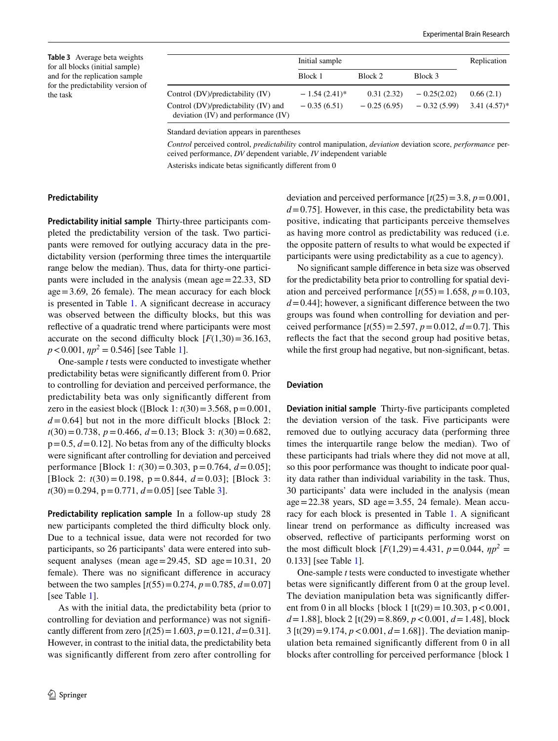**Table 3** Average beta weights for all blocks (initial sample) and for the replication sample for the predictability version of the task

| | Initial sample | | | Replication |
|---|---|---|---|---|
| | Block 1 | Block 2 | Block 3 | |
| Control (DV)/predictability (IV) | − 1.54 (2.41)* | 0.31 (2.32) | − 0.25(2.02) | 0.66 (2.1) |
| Control (DV)/predictability (IV) and deviation (IV) and performance (IV) | − 0.35 (6.51) | − 0.25 (6.95) | − 0.32 (5.99) | 3.41 (4.57)* |

Standard deviation appears in parentheses

*Control* perceived control, *predictability* control manipulation, *deviation* deviation score, *performance* perceived performance, *DV* dependent variable, *IV* independent variable

Asterisks indicate betas significantly different from 0

### Predictability

**Predictability initial sample** Thirty-three participants completed the predictability version of the task. Two participants were removed for outlying accuracy data in the predictability version (performing three times the interquartile range below the median). Thus, data for thirty-one participants were included in the analysis (mean age = 22.33, SD age = 3.69, 26 female). The mean accuracy for each block is presented in Table 1. A significant decrease in accuracy was observed between the difficulty blocks, but this was reflective of a quadratic trend where participants were most accurate on the second difficulty block [$F(1,30) = 36.163$, $p < 0.001$, $\eta p^2 = 0.546$] [see Table 1].

One-sample *t* tests were conducted to investigate whether predictability betas were significantly different from 0. Prior to controlling for deviation and perceived performance, the predictability beta was only significantly different from zero in the easiest block ([Block 1: $t(30) = 3.568$, $p = 0.001$, $d = 0.64$] but not in the more difficult blocks [Block 2: $t(30) = 0.738$, $p = 0.466$, $d = 0.13$; Block 3: $t(30) = 0.682$, $p = 0.5$, $d = 0.12$]. No betas from any of the difficulty blocks were significant after controlling for deviation and perceived performance [Block 1: $t(30) = 0.303$, $p = 0.764$, $d = 0.05$]; [Block 2: $t(30) = 0.198$, $p = 0.844$, $d = 0.03$]; [Block 3: $t(30) = 0.294$, $p = 0.771$, $d = 0.05$] [see Table 3].

**Predictability replication sample** In a follow-up study 28 new participants completed the third difficulty block only. Due to a technical issue, data were not recorded for two participants, so 26 participants' data were entered into subsequent analyses (mean age = 29.45, SD age = 10.31, 20 female). There was no significant difference in accuracy between the two samples [$t(55) = 0.274$, $p = 0.785$, $d = 0.07$] [see Table 1].

As with the initial data, the predictability beta (prior to controlling for deviation and performance) was not significantly different from zero [$t(25) = 1.603$, $p = 0.121$, $d = 0.31$]. However, in contrast to the initial data, the predictability beta was significantly different from zero after controlling for deviation and perceived performance [$t(25) = 3.8$, $p = 0.001$, $d = 0.75$]. However, in this case, the predictability beta was positive, indicating that participants perceive themselves as having more control as predictability was reduced (i.e. the opposite pattern of results to what would be expected if participants were using predictability as a cue to agency).

No significant sample difference in beta size was observed for the predictability beta prior to controlling for spatial deviation and perceived performance [$t(55) = 1.658$, $p = 0.103$, $d = 0.44$]; however, a significant difference between the two groups was found when controlling for deviation and perceived performance [$t(55) = 2.597$, $p = 0.012$, $d = 0.7$]. This reflects the fact that the second group had positive betas, while the first group had negative, but non-significant, betas.

### Deviation

**Deviation initial sample** Thirty-five participants completed the deviation version of the task. Five participants were removed due to outlying accuracy data (performing three times the interquartile range below the median). Two of these participants had trials where they did not move at all, so this poor performance was thought to indicate poor quality data rather than individual variability in the task. Thus, 30 participants' data were included in the analysis (mean age = 22.38 years, SD age = 3.55, 24 female). Mean accuracy for each block is presented in Table 1. A significant linear trend on performance as difficulty increased was observed, reflective of participants performing worst on the most difficult block [$F(1,29) = 4.431$, $p = 0.044$, $\eta p^2 = 0.133$] [see Table 1].

One-sample *t* tests were conducted to investigate whether betas were significantly different from 0 at the group level. The deviation manipulation beta was significantly different from 0 in all blocks {block 1 [$t(29) = 10.303$, $p < 0.001$, $d = 1.88$], block 2 [$t(29) = 8.869$, $p < 0.001$, $d = 1.48$], block 3 [$t(29) = 9.174$, $p < 0.001$, $d = 1.68$]}. The deviation manipulation beta remained significantly different from 0 in all blocks after controlling for perceived performance {block 1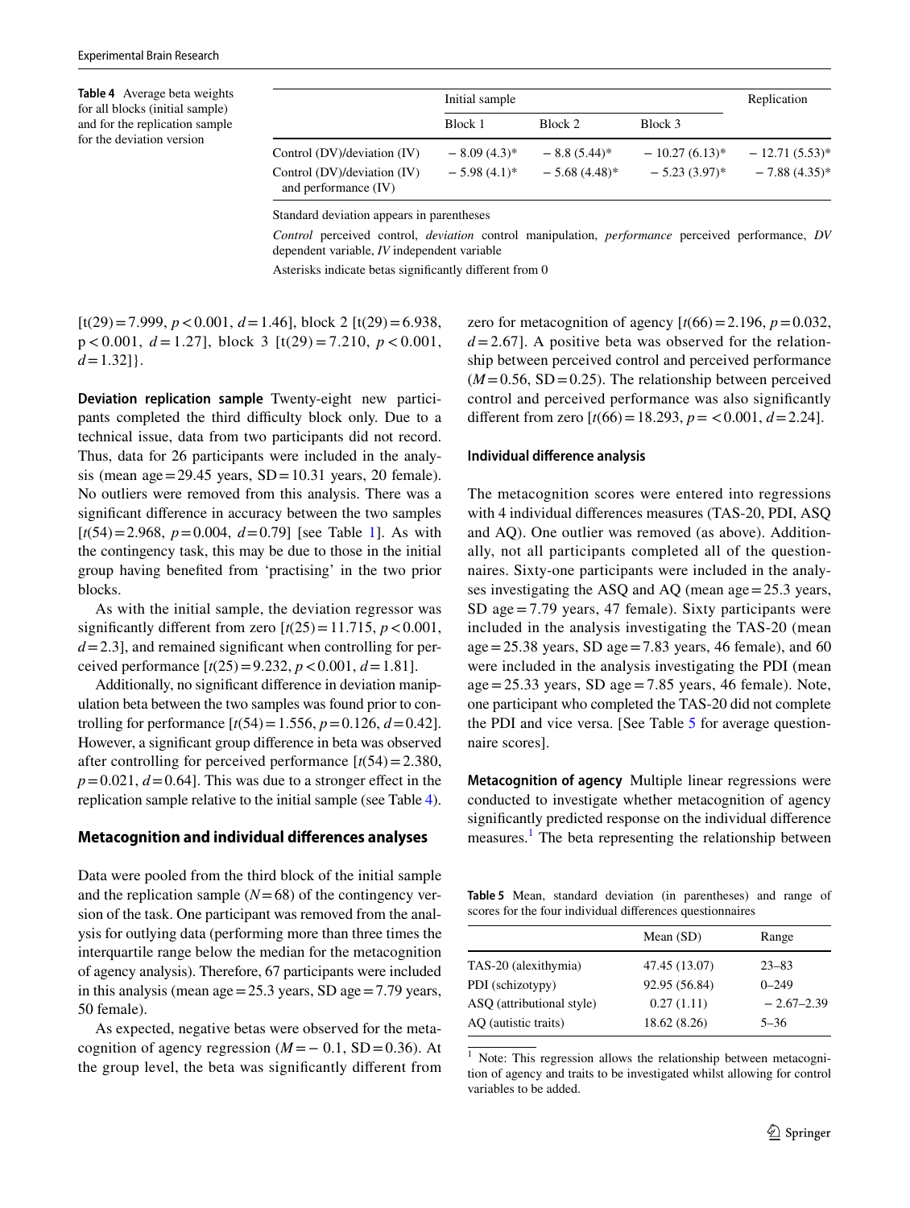**Table 4** Average beta weights for all blocks (initial sample) and for the replication sample for the deviation version

| | Initial sample | | | Replication |
|---|---|---|---|---|
| | Block 1 | Block 2 | Block 3 | |
| Control (DV)/deviation (IV) | − 8.09 (4.3)* | − 8.8 (5.44)* | − 10.27 (6.13)* | − 12.71 (5.53)* |
| Control (DV)/deviation (IV) and performance (IV) | − 5.98 (4.1)* | − 5.68 (4.48)* | − 5.23 (3.97)* | − 7.88 (4.35)* |

Standard deviation appears in parentheses

*Control* perceived control, *deviation* control manipulation, *performance* perceived performance, *DV* dependent variable, *IV* independent variable

Asterisks indicate betas significantly different from 0

[t(29) = 7.999, $p < 0.001$, $d = 1.46$], block 2 [t(29) = 6.938, $p < 0.001$, $d = 1.27$], block 3 [t(29) = 7.210, $p < 0.001$, $d = 1.32$]}.

**Deviation replication sample** Twenty-eight new participants completed the third difficulty block only. Due to a technical issue, data from two participants did not record. Thus, data for 26 participants were included in the analysis (mean age = 29.45 years, SD = 10.31 years, 20 female). No outliers were removed from this analysis. There was a significant difference in accuracy between the two samples [$t(54) = 2.968$, $p = 0.004$, $d = 0.79$] [see Table 1]. As with the contingency task, this may be due to those in the initial group having benefited from 'practising' in the two prior blocks.

As with the initial sample, the deviation regressor was significantly different from zero [$t(25) = 11.715$, $p < 0.001$, $d = 2.3$], and remained significant when controlling for perceived performance [$t(25) = 9.232$, $p < 0.001$, $d = 1.81$].

Additionally, no significant difference in deviation manipulation beta between the two samples was found prior to controlling for performance [$t(54) = 1.556$, $p = 0.126$, $d = 0.42$]. However, a significant group difference in beta was observed after controlling for perceived performance [$t(54) = 2.380$, $p = 0.021$, $d = 0.64$]. This was due to a stronger effect in the replication sample relative to the initial sample (see Table 4).

## Metacognition and individual differences analyses

Data were pooled from the third block of the initial sample and the replication sample ($N = 68$) of the contingency version of the task. One participant was removed from the analysis for outlying data (performing more than three times the interquartile range below the median for the metacognition of agency analysis). Therefore, 67 participants were included in this analysis (mean age = 25.3 years, SD age = 7.79 years, 50 female).

As expected, negative betas were observed for the metacognition of agency regression ($M = -0.1$, SD = 0.36). At the group level, the beta was significantly different from zero for metacognition of agency [$t(66) = 2.196$, $p = 0.032$, $d = 2.67$]. A positive beta was observed for the relationship between perceived control and perceived performance ($M = 0.56$, SD = 0.25). The relationship between perceived control and perceived performance was also significantly different from zero [$t(66) = 18.293$, $p = < 0.001$, $d = 2.24$].

### Individual difference analysis

The metacognition scores were entered into regressions with 4 individual differences measures (TAS-20, PDI, ASQ and AQ). One outlier was removed (as above). Additionally, not all participants completed all of the questionnaires. Sixty-one participants were included in the analyses investigating the ASQ and AQ (mean age = 25.3 years, SD age = 7.79 years, 47 female). Sixty participants were included in the analysis investigating the TAS-20 (mean age = 25.38 years, SD age = 7.83 years, 46 female), and 60 were included in the analysis investigating the PDI (mean age = 25.33 years, SD age = 7.85 years, 46 female). Note, one participant who completed the TAS-20 did not complete the PDI and vice versa. [See Table 5 for average questionnaire scores].

**Metacognition of agency** Multiple linear regressions were conducted to investigate whether metacognition of agency significantly predicted response on the individual difference measures.[1] The beta representing the relationship between

**Table 5** Mean, standard deviation (in parentheses) and range of scores for the four individual differences questionnaires

| | Mean (SD) | Range |
|---|---|---|
| TAS-20 (alexithymia) | 47.45 (13.07) | 23–83 |
| PDI (schizotypy) | 92.95 (56.84) | 0–249 |
| ASQ (attributional style) | 0.27 (1.11) | − 2.67–2.39 |
| AQ (autistic traits) | 18.62 (8.26) | 5–36 |

[1] Note: This regression allows the relationship between metacognition of agency and traits to be investigated whilst allowing for control variables to be added.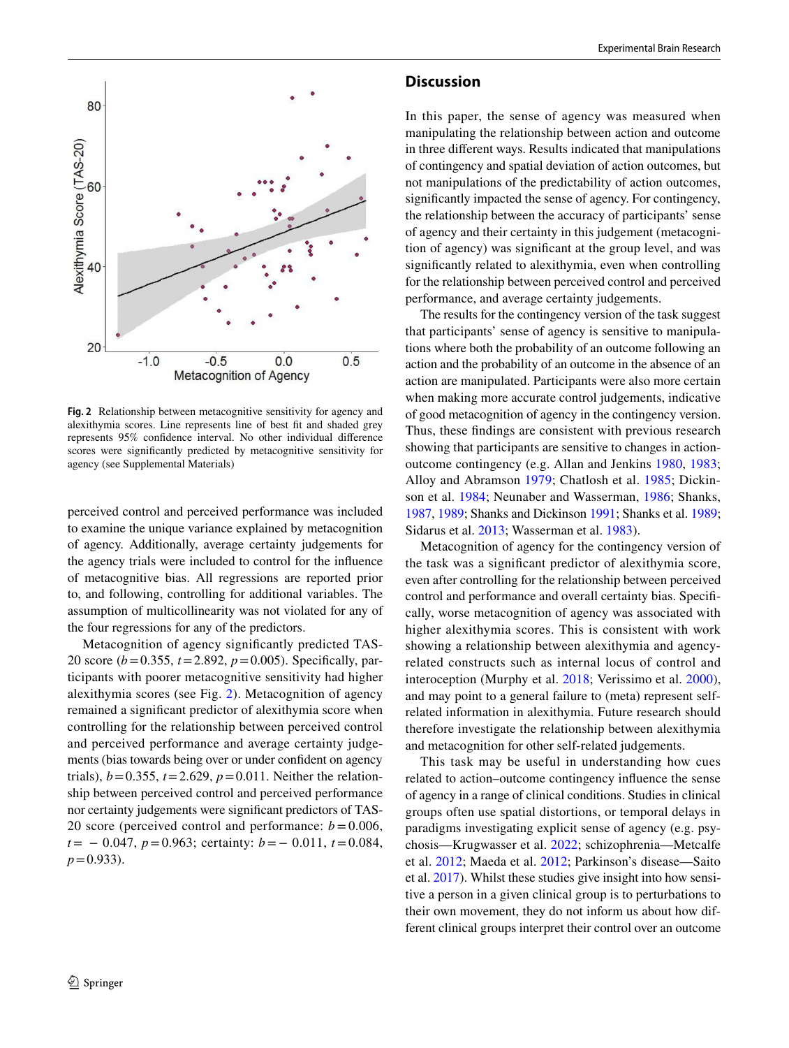Fig. 2 Relationship between metacognitive sensitivity for agency and alexithymia scores. Line represents line of best fit and shaded grey represents 95% confidence interval. No other individual difference scores were significantly predicted by metacognitive sensitivity for agency (see Supplemental Materials)

perceived control and perceived performance was included to examine the unique variance explained by metacognition of agency. Additionally, average certainty judgements for the agency trials were included to control for the influence of metacognitive bias. All regressions are reported prior to, and following, controlling for additional variables. The assumption of multicollinearity was not violated for any of the four regressions for any of the predictors.

Metacognition of agency significantly predicted TAS-20 score ($b = 0.355$, $t = 2.892$, $p = 0.005$). Specifically, participants with poorer metacognitive sensitivity had higher alexithymia scores (see Fig. 2). Metacognition of agency remained a significant predictor of alexithymia score when controlling for the relationship between perceived control and perceived performance and average certainty judgements (bias towards being over or under confident on agency trials), $b = 0.355$, $t = 2.629$, $p = 0.011$. Neither the relationship between perceived control and perceived performance nor certainty judgements were significant predictors of TAS-20 score (perceived control and performance: $b = 0.006$, $t = -0.047$, $p = 0.963$; certainty: $b = -0.011$, $t = 0.084$, $p = 0.933$).

## Discussion

In this paper, the sense of agency was measured when manipulating the relationship between action and outcome in three different ways. Results indicated that manipulations of contingency and spatial deviation of action outcomes, but not manipulations of the predictability of action outcomes, significantly impacted the sense of agency. For contingency, the relationship between the accuracy of participants' sense of agency and their certainty in this judgement (metacognition of agency) was significant at the group level, and was significantly related to alexithymia, even when controlling for the relationship between perceived control and perceived performance, and average certainty judgements.

The results for the contingency version of the task suggest that participants' sense of agency is sensitive to manipulations where both the probability of an outcome following an action and the probability of an outcome in the absence of an action are manipulated. Participants were also more certain when making more accurate control judgements, indicative of good metacognition of agency in the contingency version. Thus, these findings are consistent with previous research showing that participants are sensitive to changes in action-outcome contingency (e.g. Allan and Jenkins 1980, 1983; Alloy and Abramson 1979; Chatlosh et al. 1985; Dickinson et al. 1984; Neunaber and Wasserman, 1986; Shanks, 1987, 1989; Shanks and Dickinson 1991; Shanks et al. 1989; Sidarus et al. 2013; Wasserman et al. 1983).

Metacognition of agency for the contingency version of the task was a significant predictor of alexithymia score, even after controlling for the relationship between perceived control and performance and overall certainty bias. Specifically, worse metacognition of agency was associated with higher alexithymia scores. This is consistent with work showing a relationship between alexithymia and agency-related constructs such as internal locus of control and interoception (Murphy et al. 2018; Verissimo et al. 2000), and may point to a general failure to (meta) represent self-related information in alexithymia. Future research should therefore investigate the relationship between alexithymia and metacognition for other self-related judgements.

This task may be useful in understanding how cues related to action–outcome contingency influence the sense of agency in a range of clinical conditions. Studies in clinical groups often use spatial distortions, or temporal delays in paradigms investigating explicit sense of agency (e.g. psychosis—Krugwasser et al. 2022; schizophrenia—Metcalfe et al. 2012; Maeda et al. 2012; Parkinson's disease—Saito et al. 2017). Whilst these studies give insight into how sensitive a person in a given clinical group is to perturbations to their own movement, they do not inform us about how different clinical groups interpret their control over an outcome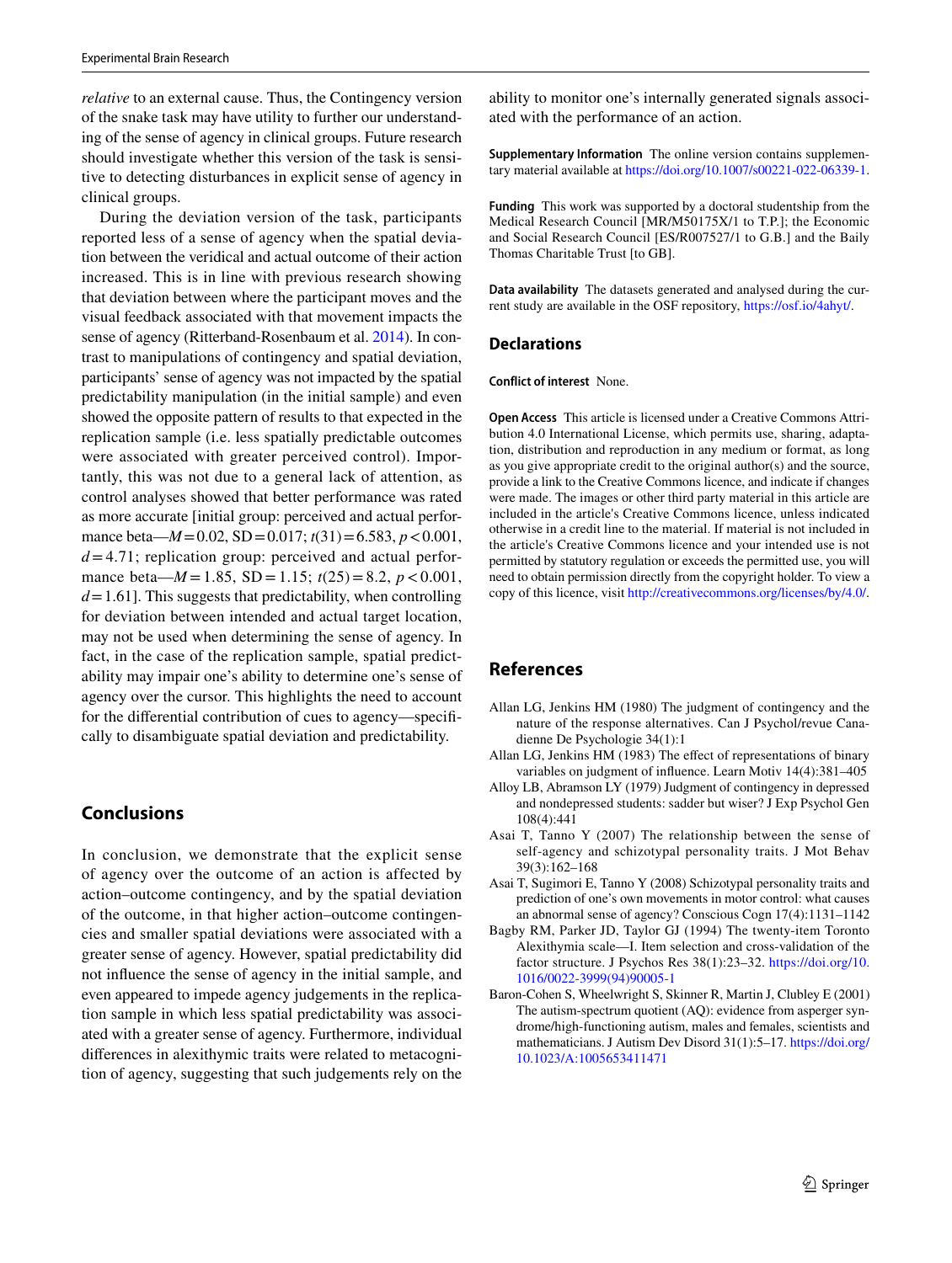*relative* to an external cause. Thus, the Contingency version of the snake task may have utility to further our understanding of the sense of agency in clinical groups. Future research should investigate whether this version of the task is sensitive to detecting disturbances in explicit sense of agency in clinical groups.

During the deviation version of the task, participants reported less of a sense of agency when the spatial deviation between the veridical and actual outcome of their action increased. This is in line with previous research showing that deviation between where the participant moves and the visual feedback associated with that movement impacts the sense of agency (Ritterband-Rosenbaum et al. 2014). In contrast to manipulations of contingency and spatial deviation, participants' sense of agency was not impacted by the spatial predictability manipulation (in the initial sample) and even showed the opposite pattern of results to that expected in the replication sample (i.e. less spatially predictable outcomes were associated with greater perceived control). Importantly, this was not due to a general lack of attention, as control analyses showed that better performance was rated as more accurate [initial group: perceived and actual performance beta—$M = 0.02$, $SD = 0.017$; $t(31) = 6.583$, $p < 0.001$, $d = 4.71$; replication group: perceived and actual performance beta—$M = 1.85$, $SD = 1.15$; $t(25) = 8.2$, $p < 0.001$, $d = 1.61$]. This suggests that predictability, when controlling for deviation between intended and actual target location, may not be used when determining the sense of agency. In fact, in the case of the replication sample, spatial predictability may impair one's ability to determine one's sense of agency over the cursor. This highlights the need to account for the differential contribution of cues to agency—specifically to disambiguate spatial deviation and predictability.

## Conclusions

In conclusion, we demonstrate that the explicit sense of agency over the outcome of an action is affected by action–outcome contingency, and by the spatial deviation of the outcome, in that higher action–outcome contingencies and smaller spatial deviations were associated with a greater sense of agency. However, spatial predictability did not influence the sense of agency in the initial sample, and even appeared to impede agency judgements in the replication sample in which less spatial predictability was associated with a greater sense of agency. Furthermore, individual differences in alexithymic traits were related to metacognition of agency, suggesting that such judgements rely on the ability to monitor one's internally generated signals associated with the performance of an action.

**Supplementary Information** The online version contains supplementary material available at https://doi.org/10.1007/s00221-022-06339-1.

**Funding** This work was supported by a doctoral studentship from the Medical Research Council [MR/M50175X/1 to T.P.]; the Economic and Social Research Council [ES/R007527/1 to G.B.] and the Baily Thomas Charitable Trust [to GB].

**Data availability** The datasets generated and analysed during the current study are available in the OSF repository, https://osf.io/4ahyt/.

## Declarations

**Conflict of interest** None.

**Open Access** This article is licensed under a Creative Commons Attribution 4.0 International License, which permits use, sharing, adaptation, distribution and reproduction in any medium or format, as long as you give appropriate credit to the original author(s) and the source, provide a link to the Creative Commons licence, and indicate if changes were made. The images or other third party material in this article are included in the article's Creative Commons licence, unless indicated otherwise in a credit line to the material. If material is not included in the article's Creative Commons licence and your intended use is not permitted by statutory regulation or exceeds the permitted use, you will need to obtain permission directly from the copyright holder. To view a copy of this licence, visit http://creativecommons.org/licenses/by/4.0/.

## References

Allan LG, Jenkins HM (1980) The judgment of contingency and the nature of the response alternatives. Can J Psychol/revue Canadienne De Psychologie 34(1):1

Allan LG, Jenkins HM (1983) The effect of representations of binary variables on judgment of influence. Learn Motiv 14(4):381–405

Alloy LB, Abramson LY (1979) Judgment of contingency in depressed and nondepressed students: sadder but wiser? J Exp Psychol Gen 108(4):441

Asai T, Tanno Y (2007) The relationship between the sense of self-agency and schizotypal personality traits. J Mot Behav 39(3):162–168

Asai T, Sugimori E, Tanno Y (2008) Schizotypal personality traits and prediction of one's own movements in motor control: what causes an abnormal sense of agency? Conscious Cogn 17(4):1131–1142

Bagby RM, Parker JD, Taylor GJ (1994) The twenty-item Toronto Alexithymia scale—I. Item selection and cross-validation of the factor structure. J Psychos Res 38(1):23–32. https://doi.org/10.1016/0022-3999(94)90005-1

Baron-Cohen S, Wheelwright S, Skinner R, Martin J, Clubley E (2001) The autism-spectrum quotient (AQ): evidence from asperger syndrome/high-functioning autism, males and females, scientists and mathematicians. J Autism Dev Disord 31(1):5–17. https://doi.org/10.1023/A:1005653411471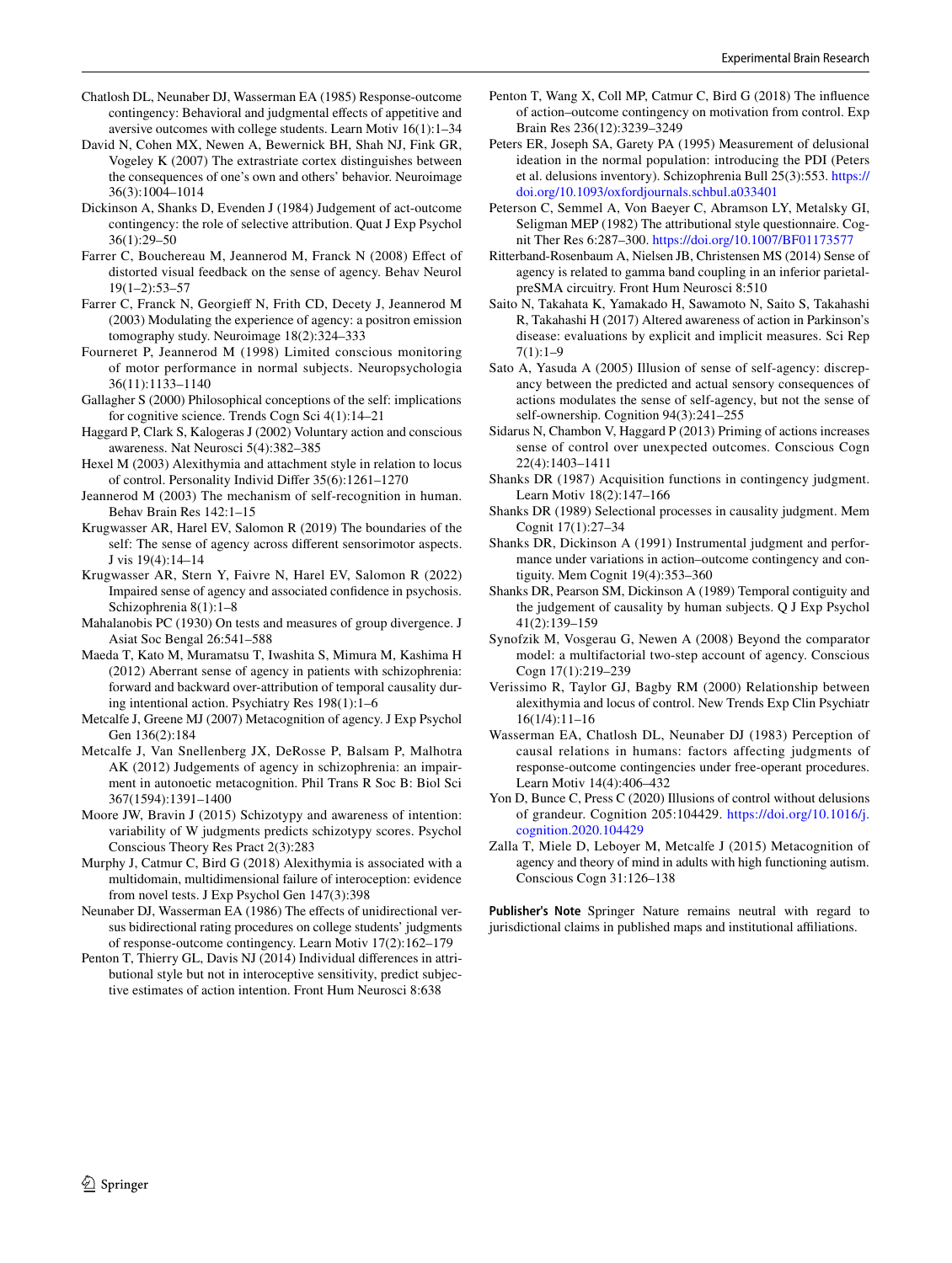Chatlosh DL, Neunaber DJ, Wasserman EA (1985) Response-outcome contingency: Behavioral and judgmental effects of appetitive and aversive outcomes with college students. Learn Motiv 16(1):1–34

David N, Cohen MX, Newen A, Bewernick BH, Shah NJ, Fink GR, Vogeley K (2007) The extrastriate cortex distinguishes between the consequences of one's own and others' behavior. Neuroimage 36(3):1004–1014

Dickinson A, Shanks D, Evenden J (1984) Judgement of act-outcome contingency: the role of selective attribution. Quat J Exp Psychol 36(1):29–50

Farrer C, Bouchereau M, Jeannerod M, Franck N (2008) Effect of distorted visual feedback on the sense of agency. Behav Neurol 19(1–2):53–57

Farrer C, Franck N, Georgieff N, Frith CD, Decety J, Jeannerod M (2003) Modulating the experience of agency: a positron emission tomography study. Neuroimage 18(2):324–333

Fourneret P, Jeannerod M (1998) Limited conscious monitoring of motor performance in normal subjects. Neuropsychologia 36(11):1133–1140

Gallagher S (2000) Philosophical conceptions of the self: implications for cognitive science. Trends Cogn Sci 4(1):14–21

Haggard P, Clark S, Kalogeras J (2002) Voluntary action and conscious awareness. Nat Neurosci 5(4):382–385

Hexel M (2003) Alexithymia and attachment style in relation to locus of control. Personality Individ Differ 35(6):1261–1270

Jeannerod M (2003) The mechanism of self-recognition in human. Behav Brain Res 142:1–15

Krugwasser AR, Harel EV, Salomon R (2019) The boundaries of the self: The sense of agency across different sensorimotor aspects. J vis 19(4):14–14

Krugwasser AR, Stern Y, Faivre N, Harel EV, Salomon R (2022) Impaired sense of agency and associated confidence in psychosis. Schizophrenia 8(1):1–8

Mahalanobis PC (1930) On tests and measures of group divergence. J Asiat Soc Bengal 26:541–588

Maeda T, Kato M, Muramatsu T, Iwashita S, Mimura M, Kashima H (2012) Aberrant sense of agency in patients with schizophrenia: forward and backward over-attribution of temporal causality during intentional action. Psychiatry Res 198(1):1–6

Metcalfe J, Greene MJ (2007) Metacognition of agency. J Exp Psychol Gen 136(2):184

Metcalfe J, Van Snellenberg JX, DeRosse P, Balsam P, Malhotra AK (2012) Judgements of agency in schizophrenia: an impairment in autonoetic metacognition. Phil Trans R Soc B: Biol Sci 367(1594):1391–1400

Moore JW, Bravin J (2015) Schizotypy and awareness of intention: variability of W judgments predicts schizotypy scores. Psychol Conscious Theory Res Pract 2(3):283

Murphy J, Catmur C, Bird G (2018) Alexithymia is associated with a multidomain, multidimensional failure of interoception: evidence from novel tests. J Exp Psychol Gen 147(3):398

Neunaber DJ, Wasserman EA (1986) The effects of unidirectional versus bidirectional rating procedures on college students' judgments of response-outcome contingency. Learn Motiv 17(2):162–179

Penton T, Thierry GL, Davis NJ (2014) Individual differences in attributional style but not in interoceptive sensitivity, predict subjective estimates of action intention. Front Hum Neurosci 8:638

Penton T, Wang X, Coll MP, Catmur C, Bird G (2018) The influence of action–outcome contingency on motivation from control. Exp Brain Res 236(12):3239–3249

Peters ER, Joseph SA, Garety PA (1995) Measurement of delusional ideation in the normal population: introducing the PDI (Peters et al. delusions inventory). Schizophrenia Bull 25(3):553. https://doi.org/10.1093/oxfordjournals.schbul.a033401

Peterson C, Semmel A, Von Baeyer C, Abramson LY, Metalsky GI, Seligman MEP (1982) The attributional style questionnaire. Cognit Ther Res 6:287–300. https://doi.org/10.1007/BF01173577

Ritterband-Rosenbaum A, Nielsen JB, Christensen MS (2014) Sense of agency is related to gamma band coupling in an inferior parietal-preSMA circuitry. Front Hum Neurosci 8:510

Saito N, Takahata K, Yamakado H, Sawamoto N, Saito S, Takahashi R, Takahashi H (2017) Altered awareness of action in Parkinson's disease: evaluations by explicit and implicit measures. Sci Rep 7(1):1–9

Sato A, Yasuda A (2005) Illusion of sense of self-agency: discrepancy between the predicted and actual sensory consequences of actions modulates the sense of self-agency, but not the sense of self-ownership. Cognition 94(3):241–255

Sidarus N, Chambon V, Haggard P (2013) Priming of actions increases sense of control over unexpected outcomes. Conscious Cogn 22(4):1403–1411

Shanks DR (1987) Acquisition functions in contingency judgment. Learn Motiv 18(2):147–166

Shanks DR (1989) Selectional processes in causality judgment. Mem Cognit 17(1):27–34

Shanks DR, Dickinson A (1991) Instrumental judgment and performance under variations in action–outcome contingency and contiguity. Mem Cognit 19(4):353–360

Shanks DR, Pearson SM, Dickinson A (1989) Temporal contiguity and the judgement of causality by human subjects. Q J Exp Psychol 41(2):139–159

Synofzik M, Vosgerau G, Newen A (2008) Beyond the comparator model: a multifactorial two-step account of agency. Conscious Cogn 17(1):219–239

Verissimo R, Taylor GJ, Bagby RM (2000) Relationship between alexithymia and locus of control. New Trends Exp Clin Psychiatr 16(1/4):11–16

Wasserman EA, Chatlosh DL, Neunaber DJ (1983) Perception of causal relations in humans: factors affecting judgments of response-outcome contingencies under free-operant procedures. Learn Motiv 14(4):406–432

Yon D, Bunce C, Press C (2020) Illusions of control without delusions of grandeur. Cognition 205:104429. https://doi.org/10.1016/j.cognition.2020.104429

Zalla T, Miele D, Leboyer M, Metcalfe J (2015) Metacognition of agency and theory of mind in adults with high functioning autism. Conscious Cogn 31:126–138

**Publisher's Note** Springer Nature remains neutral with regard to jurisdictional claims in published maps and institutional affiliations.